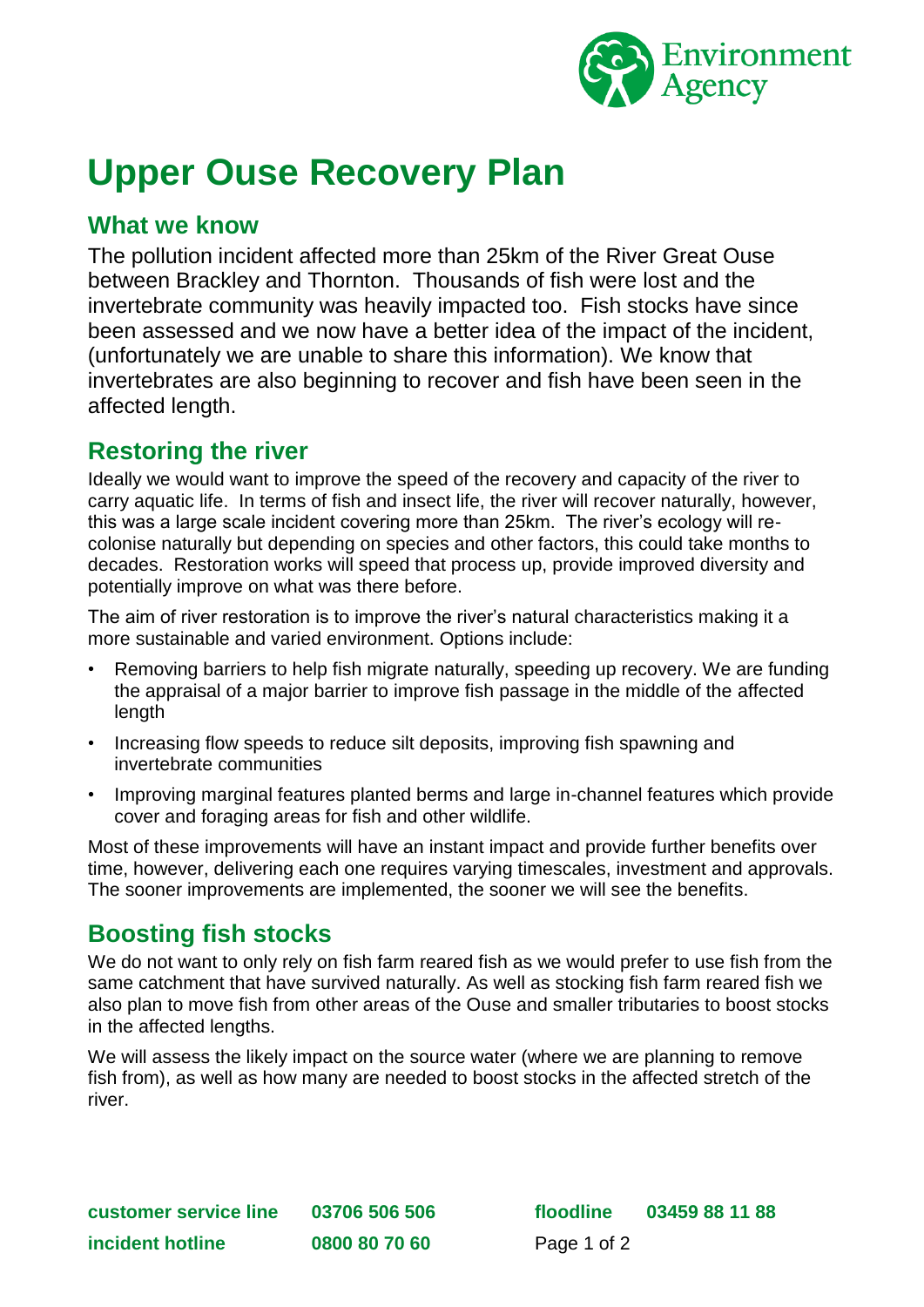# Upper Ouse Recovery Plan

## What we know

The pollution incident affected more than 25km of the River Great Ouse between Brackley and Thornton. Thousands of fish were lost and the invertebrate community was heavily impacted too. Fish stocks have since been assessed and we now have a better idea of the impact of the incident, (unfortunately we are unable to share this information). We know that invertebrates are also beginning to recover and fish have been seen in the affected length.

## Restoring the river

Ideally we would want to improve the speed of the recovery and capacity of the river to carry aquatic life. In terms of fish and insect life, the river will recover naturally, however, this was a large scale incident covering more than 25km. The river's ecology will re-colonise naturally but depending on species and other factors, this could take months to decades. Restoration works will speed that process up, provide improved diversity and potentially improve on what was there before.

The aim of river restoration is to improve the river's natural characteristics making it a more sustainable and varied environment. Options include:

- Removing barriers to help fish migrate naturally, speeding up recovery. We are funding the appraisal of a major barrier to improve fish passage in the middle of the affected length
- Increasing flow speeds to reduce silt deposits, improving fish spawning and invertebrate communities
- Improving marginal features planted berms and large in-channel features which provide cover and foraging areas for fish and other wildlife.

Most of these improvements will have an instant impact and provide further benefits over time, however, delivering each one requires varying timescales, investment and approvals. The sooner improvements are implemented, the sooner we will see the benefits.

## Boosting fish stocks

We do not want to only rely on fish farm reared fish as we would prefer to use fish from the same catchment that have survived naturally. As well as stocking fish farm reared fish we also plan to move fish from other areas of the Ouse and smaller tributaries to boost stocks in the affected lengths.

We will assess the likely impact on the source water (where we are planning to remove fish from), as well as how many are needed to boost stocks in the affected stretch of the river.

**customer service line** **03706 506 506** **floodline** **03459 88 11 88**
**incident hotline** **0800 80 70 60**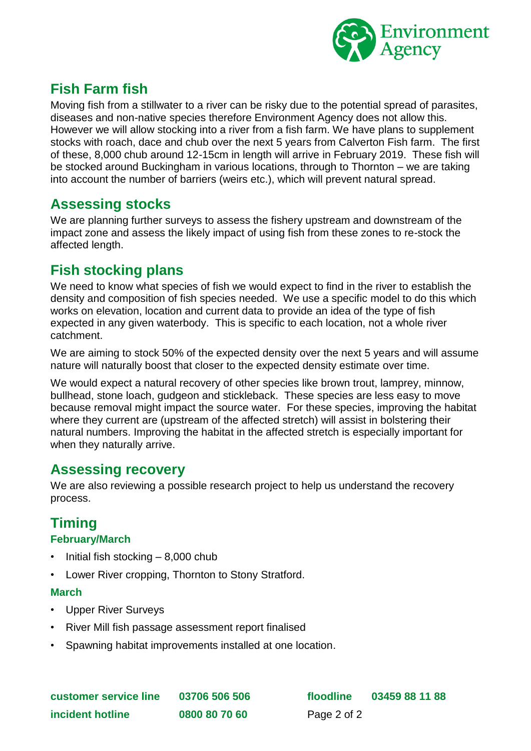## Fish Farm fish

Moving fish from a stillwater to a river can be risky due to the potential spread of parasites, diseases and non-native species therefore Environment Agency does not allow this. However we will allow stocking into a river from a fish farm. We have plans to supplement stocks with roach, dace and chub over the next 5 years from Calverton Fish farm. The first of these, 8,000 chub around 12-15cm in length will arrive in February 2019. These fish will be stocked around Buckingham in various locations, through to Thornton – we are taking into account the number of barriers (weirs etc.), which will prevent natural spread.

## Assessing stocks

We are planning further surveys to assess the fishery upstream and downstream of the impact zone and assess the likely impact of using fish from these zones to re-stock the affected length.

## Fish stocking plans

We need to know what species of fish we would expect to find in the river to establish the density and composition of fish species needed. We use a specific model to do this which works on elevation, location and current data to provide an idea of the type of fish expected in any given waterbody. This is specific to each location, not a whole river catchment.

We are aiming to stock 50% of the expected density over the next 5 years and will assume nature will naturally boost that closer to the expected density estimate over time.

We would expect a natural recovery of other species like brown trout, lamprey, minnow, bullhead, stone loach, gudgeon and stickleback. These species are less easy to move because removal might impact the source water. For these species, improving the habitat where they current are (upstream of the affected stretch) will assist in bolstering their natural numbers. Improving the habitat in the affected stretch is especially important for when they naturally arrive.

## Assessing recovery

We are also reviewing a possible research project to help us understand the recovery process.

## Timing

### February/March

- Initial fish stocking – 8,000 chub
- Lower River cropping, Thornton to Stony Stratford.

### March

- Upper River Surveys
- River Mill fish passage assessment report finalised
- Spawning habitat improvements installed at one location.

**customer service line** **03706 506 506** **floodline** **03459 88 11 88**
**incident hotline** **0800 80 70 60**